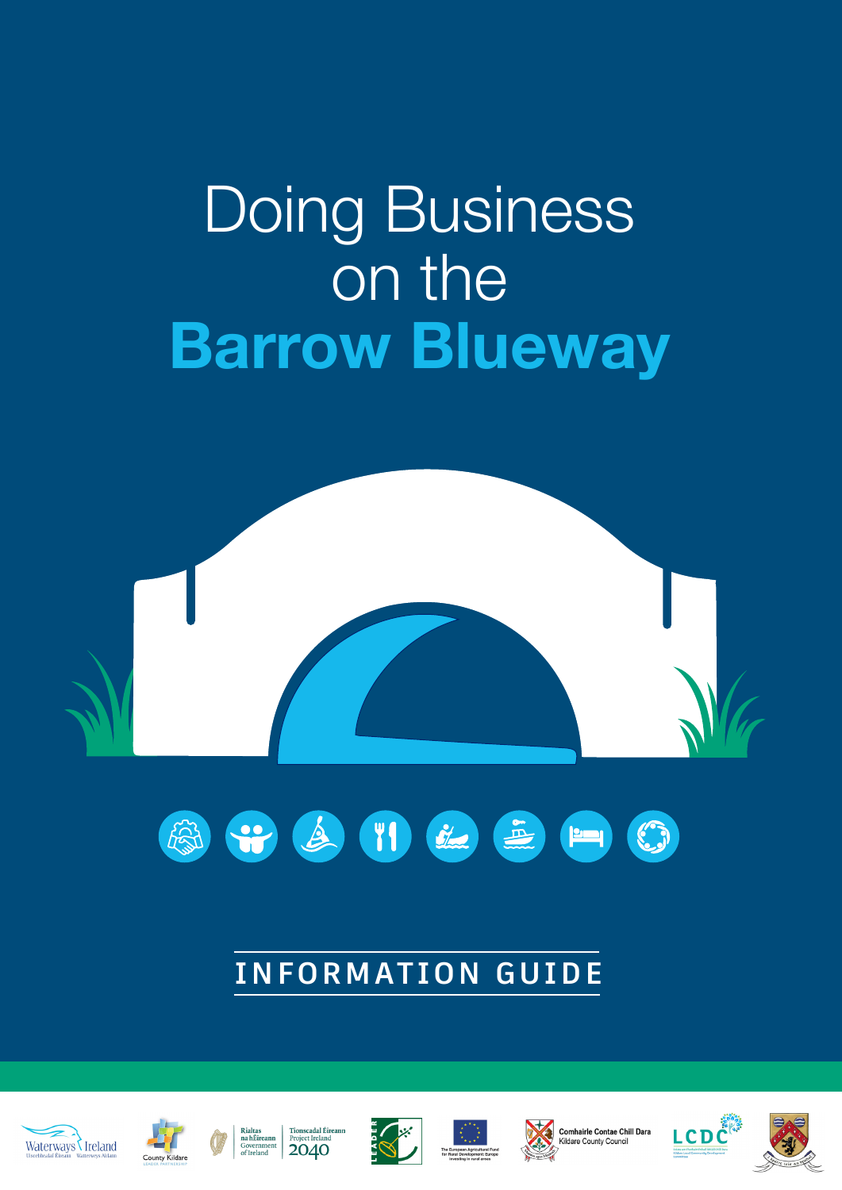# Doing Business on the Barrow Blueway

## INFORMATION GUIDE

Waterways Ireland  
Uiscebhealaí Éireann  
Watterweys Airlann

County Kildare  
LEADER PARTNERSHIP

Rialtas na hÉireann  
Government of Ireland

Tionscadal Éireann  
Project Ireland  
2040

LEADER

The European Agricultural Fund for Rural Development: Europe investing in rural areas

Comhairle Contae Chill Dara  
Kildare County Council

LCDC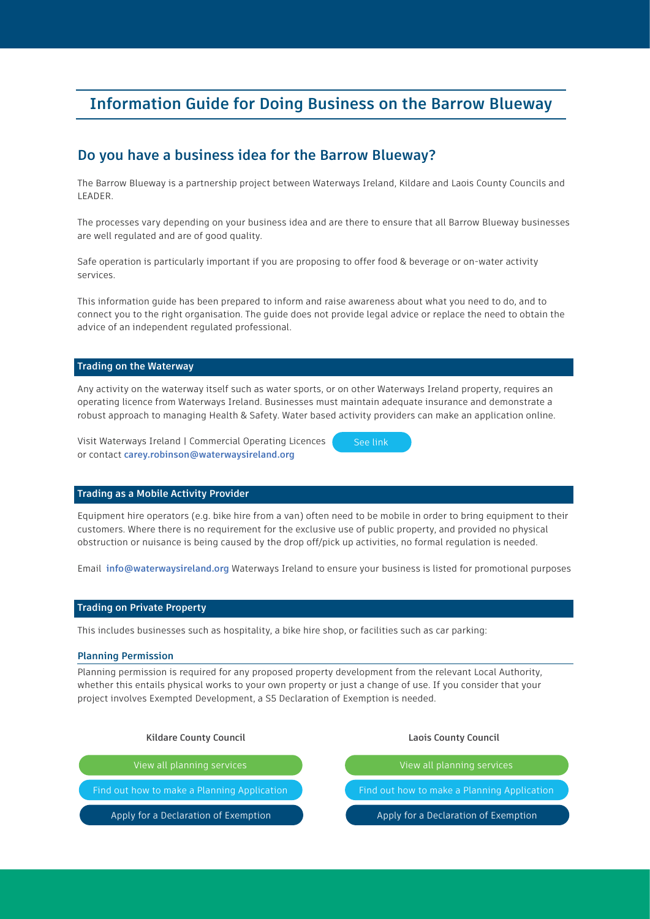# Information Guide for Doing Business on the Barrow Blueway

## Do you have a business idea for the Barrow Blueway?

The Barrow Blueway is a partnership project between Waterways Ireland, Kildare and Laois County Councils and LEADER.

The processes vary depending on your business idea and are there to ensure that all Barrow Blueway businesses are well regulated and are of good quality.

Safe operation is particularly important if you are proposing to offer food & beverage or on-water activity services.

This information guide has been prepared to inform and raise awareness about what you need to do, and to connect you to the right organisation. The guide does not provide legal advice or replace the need to obtain the advice of an independent regulated professional.

### Trading on the Waterway

Any activity on the waterway itself such as water sports, or on other Waterways Ireland property, requires an operating licence from Waterways Ireland. Businesses must maintain adequate insurance and demonstrate a robust approach to managing Health & Safety. Water based activity providers can make an application online.

Visit Waterways Ireland | Commercial Operating Licences or contact **carey.robinson@waterwaysireland.org**

See link

### Trading as a Mobile Activity Provider

Equipment hire operators (e.g. bike hire from a van) often need to be mobile in order to bring equipment to their customers. Where there is no requirement for the exclusive use of public property, and provided no physical obstruction or nuisance is being caused by the drop off/pick up activities, no formal regulation is needed.

Email **info@waterwaysireland.org** Waterways Ireland to ensure your business is listed for promotional purposes

### Trading on Private Property

This includes businesses such as hospitality, a bike hire shop, or facilities such as car parking:

#### Planning Permission

Planning permission is required for any proposed property development from the relevant Local Authority, whether this entails physical works to your own property or just a change of use. If you consider that your project involves Exempted Development, a S5 Declaration of Exemption is needed.

**Kildare County Council**

- View all planning services
- Find out how to make a Planning Application
- Apply for a Declaration of Exemption

**Laois County Council**

- View all planning services
- Find out how to make a Planning Application
- Apply for a Declaration of Exemption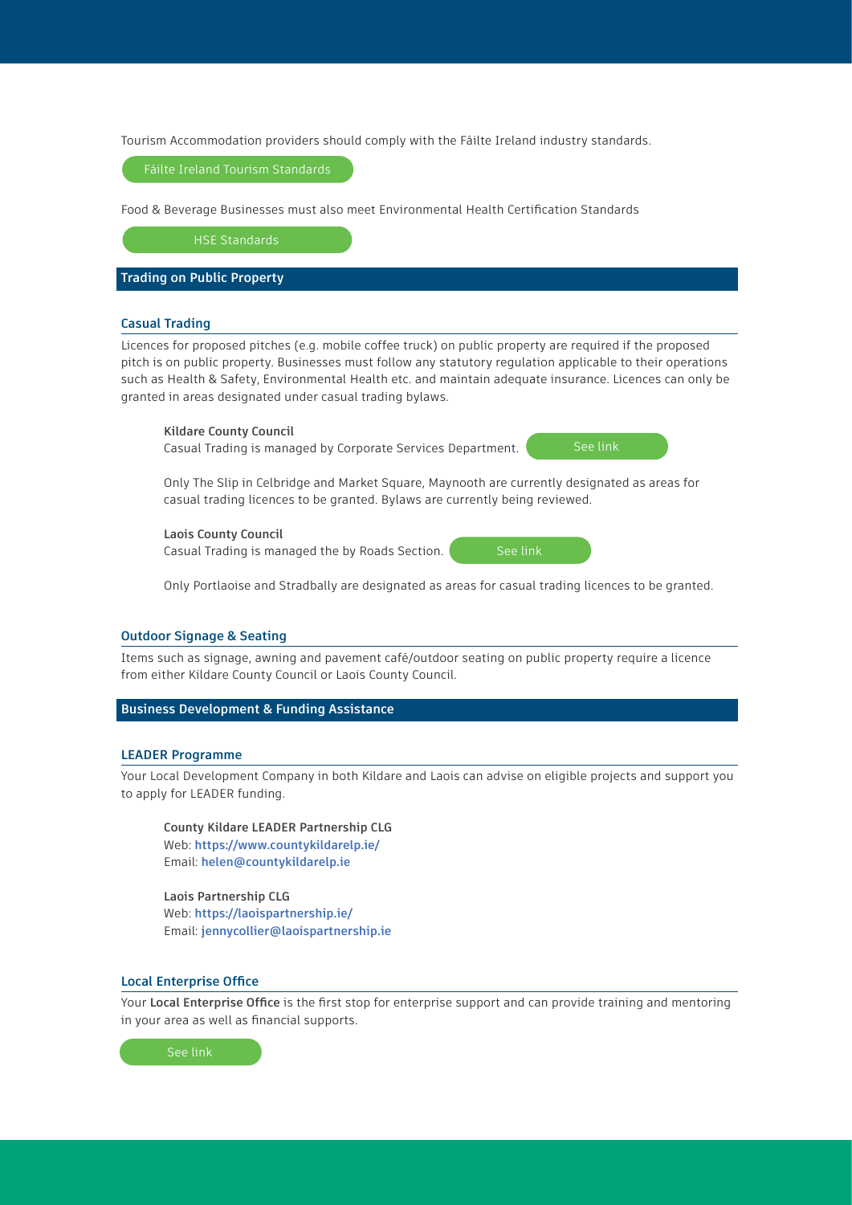Tourism Accommodation providers should comply with the Fáilte Ireland industry standards.

Fáilte Ireland Tourism Standards

Food & Beverage Businesses must also meet Environmental Health Certification Standards

HSE Standards

## Trading on Public Property

### Casual Trading

Licences for proposed pitches (e.g. mobile coffee truck) on public property are required if the proposed pitch is on public property. Businesses must follow any statutory regulation applicable to their operations such as Health & Safety, Environmental Health etc. and maintain adequate insurance. Licences can only be granted in areas designated under casual trading bylaws.

**Kildare County Council**
Casual Trading is managed by Corporate Services Department. See link

Only The Slip in Celbridge and Market Square, Maynooth are currently designated as areas for casual trading licences to be granted. Bylaws are currently being reviewed.

**Laois County Council**
Casual Trading is managed the by Roads Section. See link

Only Portlaoise and Stradbally are designated as areas for casual trading licences to be granted.

### Outdoor Signage & Seating

Items such as signage, awning and pavement café/outdoor seating on public property require a licence from either Kildare County Council or Laois County Council.

## Business Development & Funding Assistance

### LEADER Programme

Your Local Development Company in both Kildare and Laois can advise on eligible projects and support you to apply for LEADER funding.

**County Kildare LEADER Partnership CLG**
Web: **https://www.countykildarelp.ie/**
Email: **helen@countykildarelp.ie**

**Laois Partnership CLG**
Web: **https://laoispartnership.ie/**
Email: **jennycollier@laoispartnership.ie**

### Local Enterprise Office

Your **Local Enterprise Office** is the first stop for enterprise support and can provide training and mentoring in your area as well as financial supports.

See link